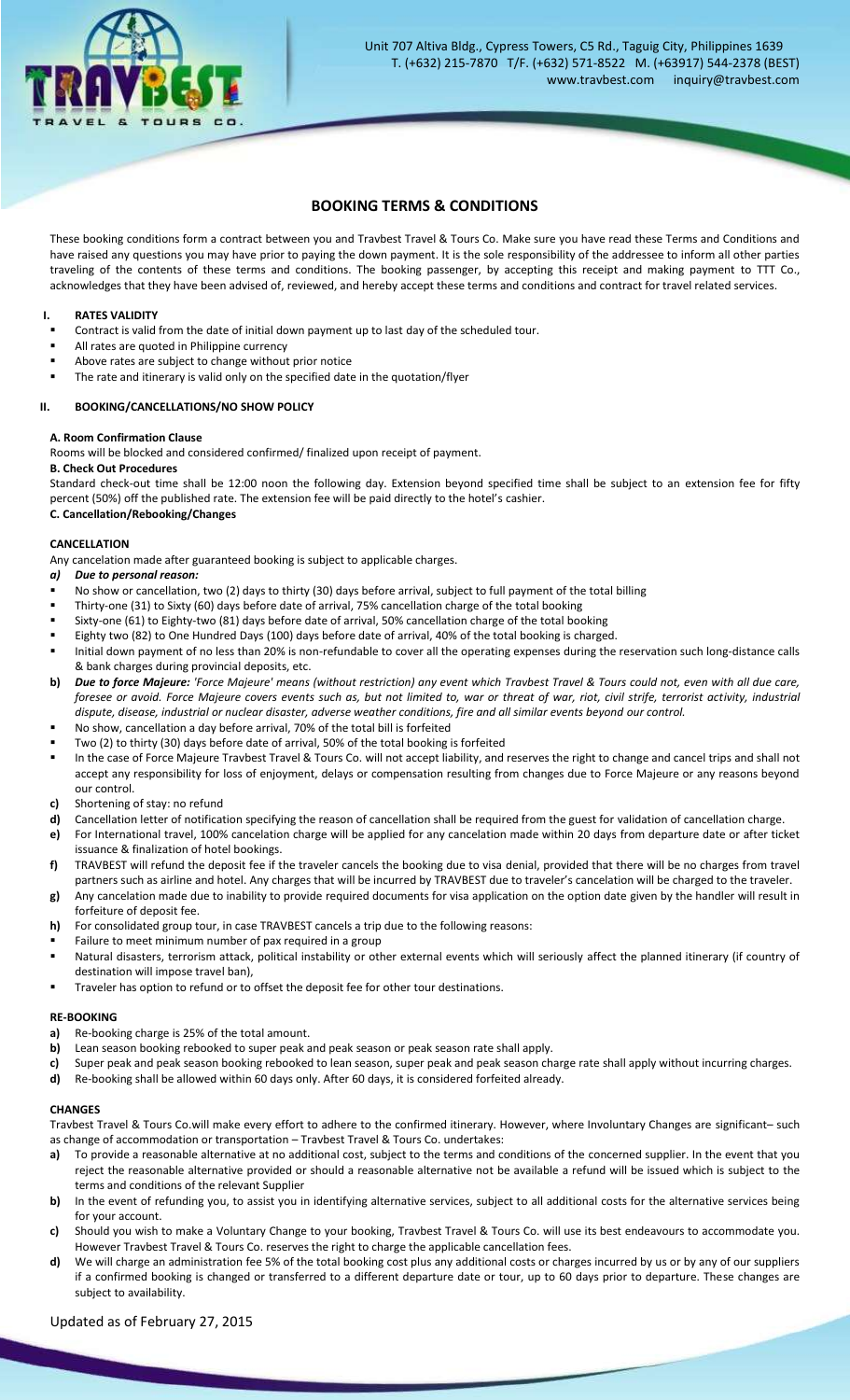Unit 707 Altiva Bldg., Cypress Towers, C5 Rd., Taguig City, Philippines 1639
T. (+632) 215-7870 T/F. (+632) 571-8522 M. (+63917) 544-2378 (BEST)
www.travbest.com inquiry@travbest.com

# BOOKING TERMS & CONDITIONS

These booking conditions form a contract between you and Travbest Travel & Tours Co. Make sure you have read these Terms and Conditions and have raised any questions you may have prior to paying the down payment. It is the sole responsibility of the addressee to inform all other parties traveling of the contents of these terms and conditions. The booking passenger, by accepting this receipt and making payment to TTT Co., acknowledges that they have been advised of, reviewed, and hereby accept these terms and conditions and contract for travel related services.

## I. RATES VALIDITY

- Contract is valid from the date of initial down payment up to last day of the scheduled tour.
- All rates are quoted in Philippine currency
- Above rates are subject to change without prior notice
- The rate and itinerary is valid only on the specified date in the quotation/flyer

## II. BOOKING/CANCELLATIONS/NO SHOW POLICY

### A. Room Confirmation Clause

Rooms will be blocked and considered confirmed/ finalized upon receipt of payment.

### B. Check Out Procedures

Standard check-out time shall be 12:00 noon the following day. Extension beyond specified time shall be subject to an extension fee for fifty percent (50%) off the published rate. The extension fee will be paid directly to the hotel's cashier.

### C. Cancellation/Rebooking/Changes

**CANCELLATION**

Any cancelation made after guaranteed booking is subject to applicable charges.

***a) Due to personal reason:***

- No show or cancellation, two (2) days to thirty (30) days before arrival, subject to full payment of the total billing
- Thirty-one (31) to Sixty (60) days before date of arrival, 75% cancellation charge of the total booking
- Sixty-one (61) to Eighty-two (81) days before date of arrival, 50% cancellation charge of the total booking
- Eighty two (82) to One Hundred Days (100) days before date of arrival, 40% of the total booking is charged.
- Initial down payment of no less than 20% is non-refundable to cover all the operating expenses during the reservation such long-distance calls & bank charges during provincial deposits, etc.

**b)** ***Due to force Majeure:*** *'Force Majeure' means (without restriction) any event which Travbest Travel & Tours could not, even with all due care, foresee or avoid. Force Majeure covers events such as, but not limited to, war or threat of war, riot, civil strife, terrorist activity, industrial dispute, disease, industrial or nuclear disaster, adverse weather conditions, fire and all similar events beyond our control.*

- No show, cancellation a day before arrival, 70% of the total bill is forfeited
- Two (2) to thirty (30) days before date of arrival, 50% of the total booking is forfeited
- In the case of Force Majeure Travbest Travel & Tours Co. will not accept liability, and reserves the right to change and cancel trips and shall not accept any responsibility for loss of enjoyment, delays or compensation resulting from changes due to Force Majeure or any reasons beyond our control.

**c)** Shortening of stay: no refund

**d)** Cancellation letter of notification specifying the reason of cancellation shall be required from the guest for validation of cancellation charge.

**e)** For International travel, 100% cancelation charge will be applied for any cancelation made within 20 days from departure date or after ticket issuance & finalization of hotel bookings.

**f)** TRAVBEST will refund the deposit fee if the traveler cancels the booking due to visa denial, provided that there will be no charges from travel partners such as airline and hotel. Any charges that will be incurred by TRAVBEST due to traveler's cancelation will be charged to the traveler.

**g)** Any cancelation made due to inability to provide required documents for visa application on the option date given by the handler will result in forfeiture of deposit fee.

**h)** For consolidated group tour, in case TRAVBEST cancels a trip due to the following reasons:

- Failure to meet minimum number of pax required in a group
- Natural disasters, terrorism attack, political instability or other external events which will seriously affect the planned itinerary (if country of destination will impose travel ban),
- Traveler has option to refund or to offset the deposit fee for other tour destinations.

**RE-BOOKING**

**a)** Re-booking charge is 25% of the total amount.

**b)** Lean season booking rebooked to super peak and peak season or peak season rate shall apply.

**c)** Super peak and peak season booking rebooked to lean season, super peak and peak season charge rate shall apply without incurring charges.

**d)** Re-booking shall be allowed within 60 days only. After 60 days, it is considered forfeited already.

**CHANGES**

Travbest Travel & Tours Co.will make every effort to adhere to the confirmed itinerary. However, where Involuntary Changes are significant– such as change of accommodation or transportation – Travbest Travel & Tours Co. undertakes:

**a)** To provide a reasonable alternative at no additional cost, subject to the terms and conditions of the concerned supplier. In the event that you reject the reasonable alternative provided or should a reasonable alternative not be available a refund will be issued which is subject to the terms and conditions of the relevant Supplier

**b)** In the event of refunding you, to assist you in identifying alternative services, subject to all additional costs for the alternative services being for your account.

**c)** Should you wish to make a Voluntary Change to your booking, Travbest Travel & Tours Co. will use its best endeavours to accommodate you. However Travbest Travel & Tours Co. reserves the right to charge the applicable cancellation fees.

**d)** We will charge an administration fee 5% of the total booking cost plus any additional costs or charges incurred by us or by any of our suppliers if a confirmed booking is changed or transferred to a different departure date or tour, up to 60 days prior to departure. These changes are subject to availability.

Updated as of February 27, 2015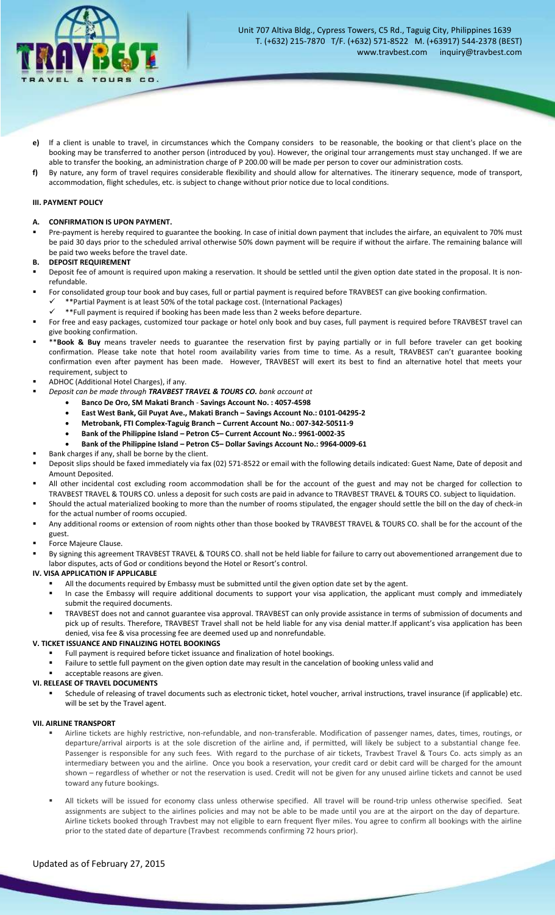e) If a client is unable to travel, in circumstances which the Company considers to be reasonable, the booking or that client's place on the booking may be transferred to another person (introduced by you). However, the original tour arrangements must stay unchanged. If we are able to transfer the booking, an administration charge of P 200.00 will be made per person to cover our administration costs.

f) By nature, any form of travel requires considerable flexibility and should allow for alternatives. The itinerary sequence, mode of transport, accommodation, flight schedules, etc. is subject to change without prior notice due to local conditions.

### III. PAYMENT POLICY

#### A. CONFIRMATION IS UPON PAYMENT.

- Pre-payment is hereby required to guarantee the booking. In case of initial down payment that includes the airfare, an equivalent to 70% must be paid 30 days prior to the scheduled arrival otherwise 50% down payment will be require if without the airfare. The remaining balance will be paid two weeks before the travel date.

#### B. DEPOSIT REQUIREMENT

- Deposit fee of amount is required upon making a reservation. It should be settled until the given option date stated in the proposal. It is non-refundable.
- For consolidated group tour book and buy cases, full or partial payment is required before TRAVBEST can give booking confirmation.
  - ✓ **Partial Payment is at least 50% of the total package cost. (International Packages)
  - ✓ **Full payment is required if booking has been made less than 2 weeks before departure.
- For free and easy packages, customized tour package or hotel only book and buy cases, full payment is required before TRAVBEST travel can give booking confirmation.
- ****Book & Buy** means traveler needs to guarantee the reservation first by paying partially or in full before traveler can get booking confirmation. Please take note that hotel room availability varies from time to time. As a result, TRAVBEST can't guarantee booking confirmation even after payment has been made. However, TRAVBEST will exert its best to find an alternative hotel that meets your requirement, subject to
- ADHOC (Additional Hotel Charges), if any.
- *Deposit can be made through **TRAVBEST TRAVEL & TOURS CO.** bank account at*
  - **Banco De Oro, SM Makati Branch - Savings Account No. : 4057-4598**
  - **East West Bank, Gil Puyat Ave., Makati Branch – Savings Account No.: 0101-04295-2**
  - **Metrobank, FTI Complex-Taguig Branch – Current Account No.: 007-342-50511-9**
  - **Bank of the Philippine Island – Petron C5– Current Account No.: 9961-0002-35**
  - **Bank of the Philippine Island – Petron C5– Dollar Savings Account No.: 9964-0009-61**
- Bank charges if any, shall be borne by the client.
- Deposit slips should be faxed immediately via fax (02) 571-8522 or email with the following details indicated: Guest Name, Date of deposit and Amount Deposited.
- All other incidental cost excluding room accommodation shall be for the account of the guest and may not be charged for collection to TRAVBEST TRAVEL & TOURS CO. unless a deposit for such costs are paid in advance to TRAVBEST TRAVEL & TOURS CO. subject to liquidation.
- Should the actual materialized booking to more than the number of rooms stipulated, the engager should settle the bill on the day of check-in for the actual number of rooms occupied.
- Any additional rooms or extension of room nights other than those booked by TRAVBEST TRAVEL & TOURS CO. shall be for the account of the guest.
- Force Majeure Clause.
- By signing this agreement TRAVBEST TRAVEL & TOURS CO. shall not be held liable for failure to carry out abovementioned arrangement due to labor disputes, acts of God or conditions beyond the Hotel or Resort's control.

### IV. VISA APPLICATION IF APPLICABLE

- All the documents required by Embassy must be submitted until the given option date set by the agent.
- In case the Embassy will require additional documents to support your visa application, the applicant must comply and immediately submit the required documents.
- TRAVBEST does not and cannot guarantee visa approval. TRAVBEST can only provide assistance in terms of submission of documents and pick up of results. Therefore, TRAVBEST Travel shall not be held liable for any visa denial matter.If applicant's visa application has been denied, visa fee & visa processing fee are deemed used up and nonrefundable.

### V. TICKET ISSUANCE AND FINALIZING HOTEL BOOKINGS

- Full payment is required before ticket issuance and finalization of hotel bookings.
- Failure to settle full payment on the given option date may result in the cancelation of booking unless valid and
- acceptable reasons are given.

### VI. RELEASE OF TRAVEL DOCUMENTS

- Schedule of releasing of travel documents such as electronic ticket, hotel voucher, arrival instructions, travel insurance (if applicable) etc. will be set by the Travel agent.

### VII. AIRLINE TRANSPORT

- Airline tickets are highly restrictive, non-refundable, and non-transferable. Modification of passenger names, dates, times, routings, or departure/arrival airports is at the sole discretion of the airline and, if permitted, will likely be subject to a substantial change fee. Passenger is responsible for any such fees. With regard to the purchase of air tickets, Travbest Travel & Tours Co. acts simply as an intermediary between you and the airline. Once you book a reservation, your credit card or debit card will be charged for the amount shown – regardless of whether or not the reservation is used. Credit will not be given for any unused airline tickets and cannot be used toward any future bookings.

- All tickets will be issued for economy class unless otherwise specified. All travel will be round-trip unless otherwise specified. Seat assignments are subject to the airlines policies and may not be able to be made until you are at the airport on the day of departure. Airline tickets booked through Travbest may not eligible to earn frequent flyer miles. You agree to confirm all bookings with the airline prior to the stated date of departure (Travbest recommends confirming 72 hours prior).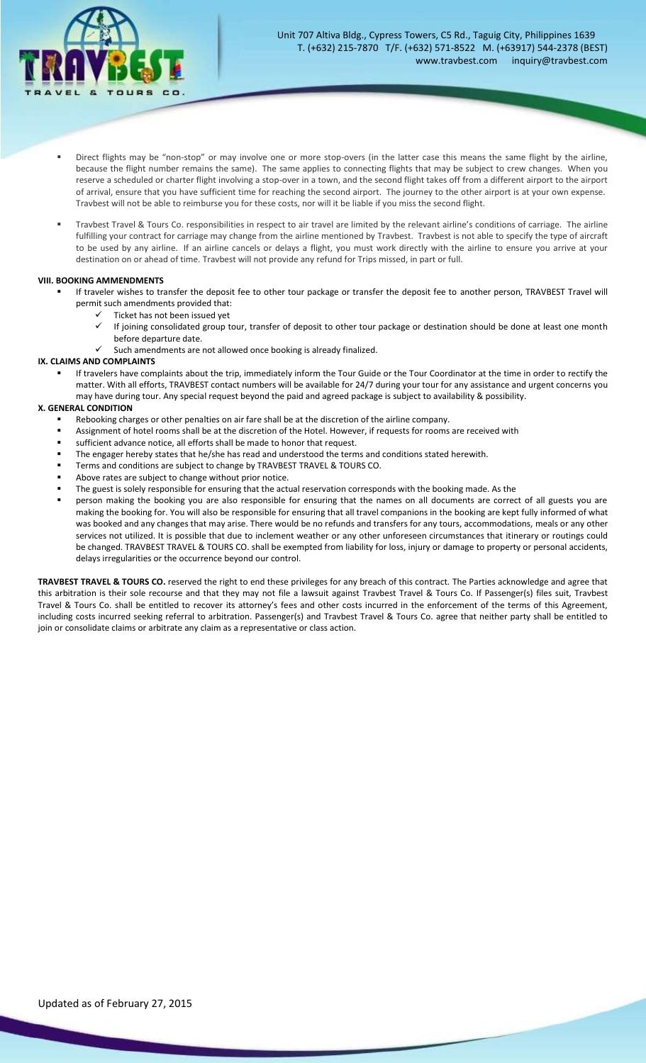- Direct flights may be "non-stop" or may involve one or more stop-overs (in the latter case this means the same flight by the airline, because the flight number remains the same). The same applies to connecting flights that may be subject to crew changes. When you reserve a scheduled or charter flight involving a stop-over in a town, and the second flight takes off from a different airport to the airport of arrival, ensure that you have sufficient time for reaching the second airport. The journey to the other airport is at your own expense. Travbest will not be able to reimburse you for these costs, nor will it be liable if you miss the second flight.
- Travbest Travel & Tours Co. responsibilities in respect to air travel are limited by the relevant airline's conditions of carriage. The airline fulfilling your contract for carriage may change from the airline mentioned by Travbest. Travbest is not able to specify the type of aircraft to be used by any airline. If an airline cancels or delays a flight, you must work directly with the airline to ensure you arrive at your destination on or ahead of time. Travbest will not provide any refund for Trips missed, in part or full.

**VIII. BOOKING AMMENDMENTS**

- If traveler wishes to transfer the deposit fee to other tour package or transfer the deposit fee to another person, TRAVBEST Travel will permit such amendments provided that:
  - ✓ Ticket has not been issued yet
  - ✓ If joining consolidated group tour, transfer of deposit to other tour package or destination should be done at least one month before departure date.
  - ✓ Such amendments are not allowed once booking is already finalized.

**IX. CLAIMS AND COMPLAINTS**

- If travelers have complaints about the trip, immediately inform the Tour Guide or the Tour Coordinator at the time in order to rectify the matter. With all efforts, TRAVBEST contact numbers will be available for 24/7 during your tour for any assistance and urgent concerns you may have during tour. Any special request beyond the paid and agreed package is subject to availability & possibility.

**X. GENERAL CONDITION**

- Rebooking charges or other penalties on air fare shall be at the discretion of the airline company.
- Assignment of hotel rooms shall be at the discretion of the Hotel. However, if requests for rooms are received with
- sufficient advance notice, all efforts shall be made to honor that request.
- The engager hereby states that he/she has read and understood the terms and conditions stated herewith.
- Terms and conditions are subject to change by TRAVBEST TRAVEL & TOURS CO.
- Above rates are subject to change without prior notice.
- The guest is solely responsible for ensuring that the actual reservation corresponds with the booking made. As the
- person making the booking you are also responsible for ensuring that the names on all documents are correct of all guests you are making the booking for. You will also be responsible for ensuring that all travel companions in the booking are kept fully informed of what was booked and any changes that may arise. There would be no refunds and transfers for any tours, accommodations, meals or any other services not utilized. It is possible that due to inclement weather or any other unforeseen circumstances that itinerary or routings could be changed. TRAVBEST TRAVEL & TOURS CO. shall be exempted from liability for loss, injury or damage to property or personal accidents, delays irregularities or the occurrence beyond our control.

**TRAVBEST TRAVEL & TOURS CO.** reserved the right to end these privileges for any breach of this contract. The Parties acknowledge and agree that this arbitration is their sole recourse and that they may not file a lawsuit against Travbest Travel & Tours Co. If Passenger(s) files suit, Travbest Travel & Tours Co. shall be entitled to recover its attorney's fees and other costs incurred in the enforcement of the terms of this Agreement, including costs incurred seeking referral to arbitration. Passenger(s) and Travbest Travel & Tours Co. agree that neither party shall be entitled to join or consolidate claims or arbitrate any claim as a representative or class action.

Updated as of February 27, 2015